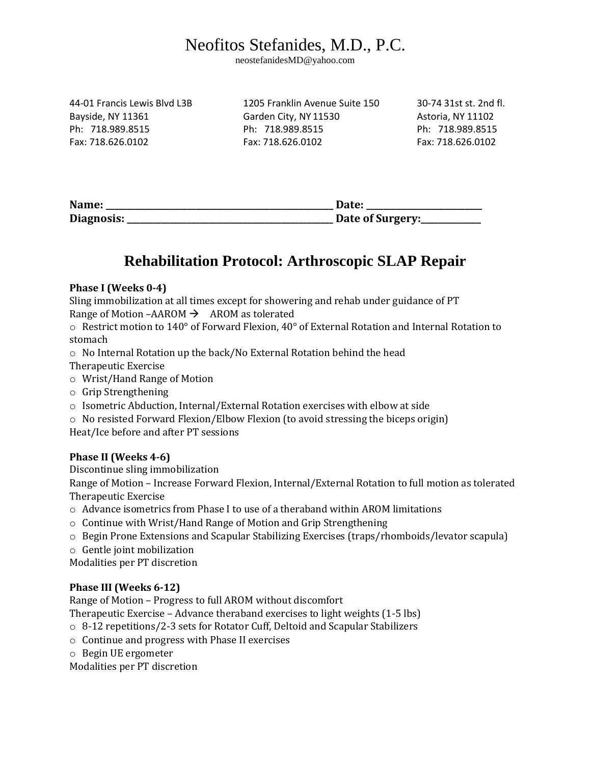# Neofitos Stefanides, M.D., P.C.

neostefanidesMD@yahoo.com

44-01 Francis Lewis Blvd L3B
Bayside, NY 11361
Ph: 718.989.8515
Fax: 718.626.0102

1205 Franklin Avenue Suite 150
Garden City, NY 11530
Ph: 718.989.8515
Fax: 718.626.0102

30-74 31st st. 2nd fl.
Astoria, NY 11102
Ph: 718.989.8515
Fax: 718.626.0102

**Name: ________________________________________________ Date: ________________________**
**Diagnosis: ____________________________________________ Date of Surgery:____________**

## Rehabilitation Protocol: Arthroscopic SLAP Repair

**Phase I (Weeks 0-4)**

Sling immobilization at all times except for showering and rehab under guidance of PT

Range of Motion –AAROM → AROM as tolerated

- Restrict motion to 140° of Forward Flexion, 40° of External Rotation and Internal Rotation to stomach
- No Internal Rotation up the back/No External Rotation behind the head

Therapeutic Exercise

- Wrist/Hand Range of Motion
- Grip Strengthening
- Isometric Abduction, Internal/External Rotation exercises with elbow at side
- No resisted Forward Flexion/Elbow Flexion (to avoid stressing the biceps origin)

Heat/Ice before and after PT sessions

**Phase II (Weeks 4-6)**

Discontinue sling immobilization

Range of Motion – Increase Forward Flexion, Internal/External Rotation to full motion as tolerated

Therapeutic Exercise

- Advance isometrics from Phase I to use of a theraband within AROM limitations
- Continue with Wrist/Hand Range of Motion and Grip Strengthening
- Begin Prone Extensions and Scapular Stabilizing Exercises (traps/rhomboids/levator scapula)
- Gentle joint mobilization

Modalities per PT discretion

**Phase III (Weeks 6-12)**

Range of Motion – Progress to full AROM without discomfort

Therapeutic Exercise – Advance theraband exercises to light weights (1-5 lbs)

- 8-12 repetitions/2-3 sets for Rotator Cuff, Deltoid and Scapular Stabilizers
- Continue and progress with Phase II exercises
- Begin UE ergometer

Modalities per PT discretion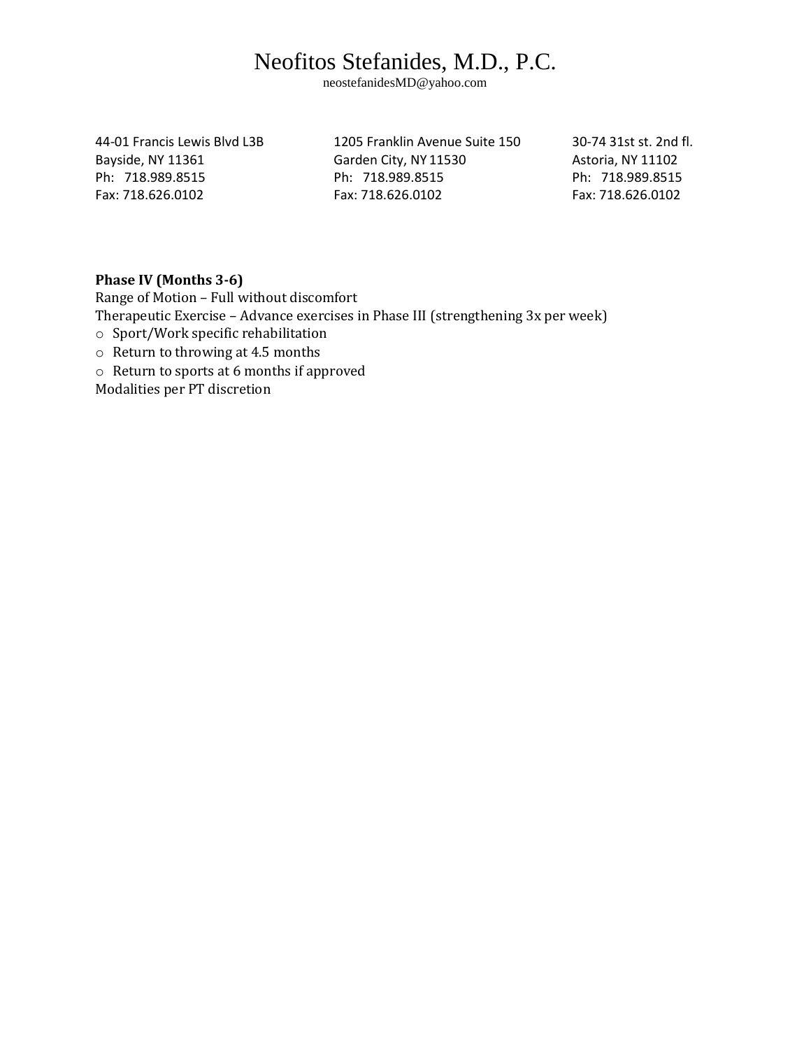# Neofitos Stefanides, M.D., P.C.

neostefanidesMD@yahoo.com

44-01 Francis Lewis Blvd L3B
Bayside, NY 11361
Ph: 718.989.8515
Fax: 718.626.0102

1205 Franklin Avenue Suite 150
Garden City, NY 11530
Ph: 718.989.8515
Fax: 718.626.0102

30-74 31st st. 2nd fl.
Astoria, NY 11102
Ph: 718.989.8515
Fax: 718.626.0102

**Phase IV (Months 3-6)**

Range of Motion – Full without discomfort

Therapeutic Exercise – Advance exercises in Phase III (strengthening 3x per week)

- Sport/Work specific rehabilitation
- Return to throwing at 4.5 months
- Return to sports at 6 months if approved

Modalities per PT discretion